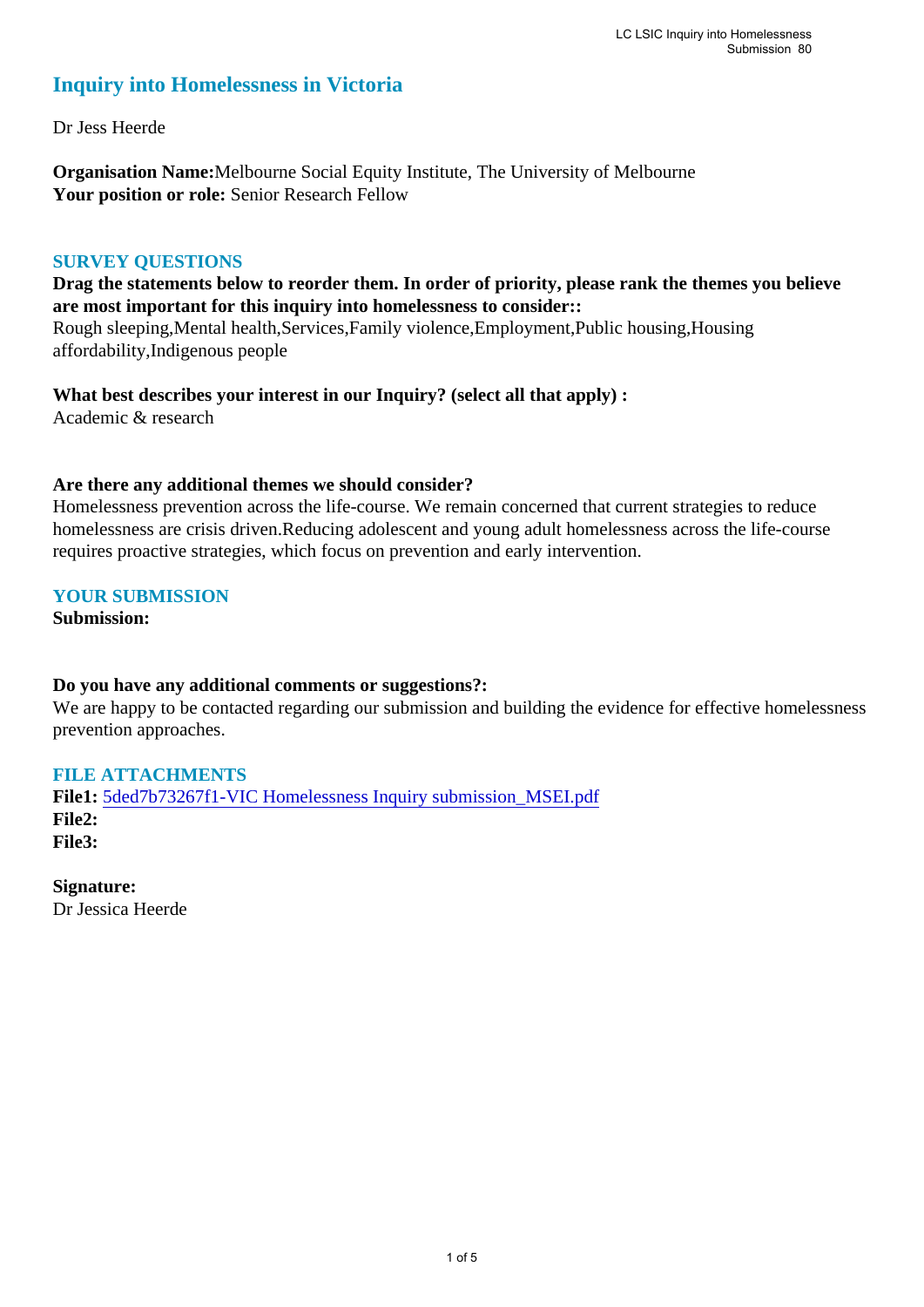# Inquiry into Homelessness in Victoria

Dr Jess Heerde

**Organisation Name:** Melbourne Social Equity Institute, The University of Melbourne
**Your position or role:** Senior Research Fellow

## SURVEY QUESTIONS

**Drag the statements below to reorder them. In order of priority, please rank the themes you believe are most important for this inquiry into homelessness to consider::**
Rough sleeping,Mental health,Services,Family violence,Employment,Public housing,Housing affordability,Indigenous people

**What best describes your interest in our Inquiry? (select all that apply) :**
Academic & research

**Are there any additional themes we should consider?**
Homelessness prevention across the life-course. We remain concerned that current strategies to reduce homelessness are crisis driven.Reducing adolescent and young adult homelessness across the life-course requires proactive strategies, which focus on prevention and early intervention.

## YOUR SUBMISSION

**Submission:**

**Do you have any additional comments or suggestions?:**
We are happy to be contacted regarding our submission and building the evidence for effective homelessness prevention approaches.

## FILE ATTACHMENTS

**File1:** 5ded7b73267f1-VIC Homelessness Inquiry submission_MSEI.pdf
**File2:**
**File3:**

**Signature:**
Dr Jessica Heerde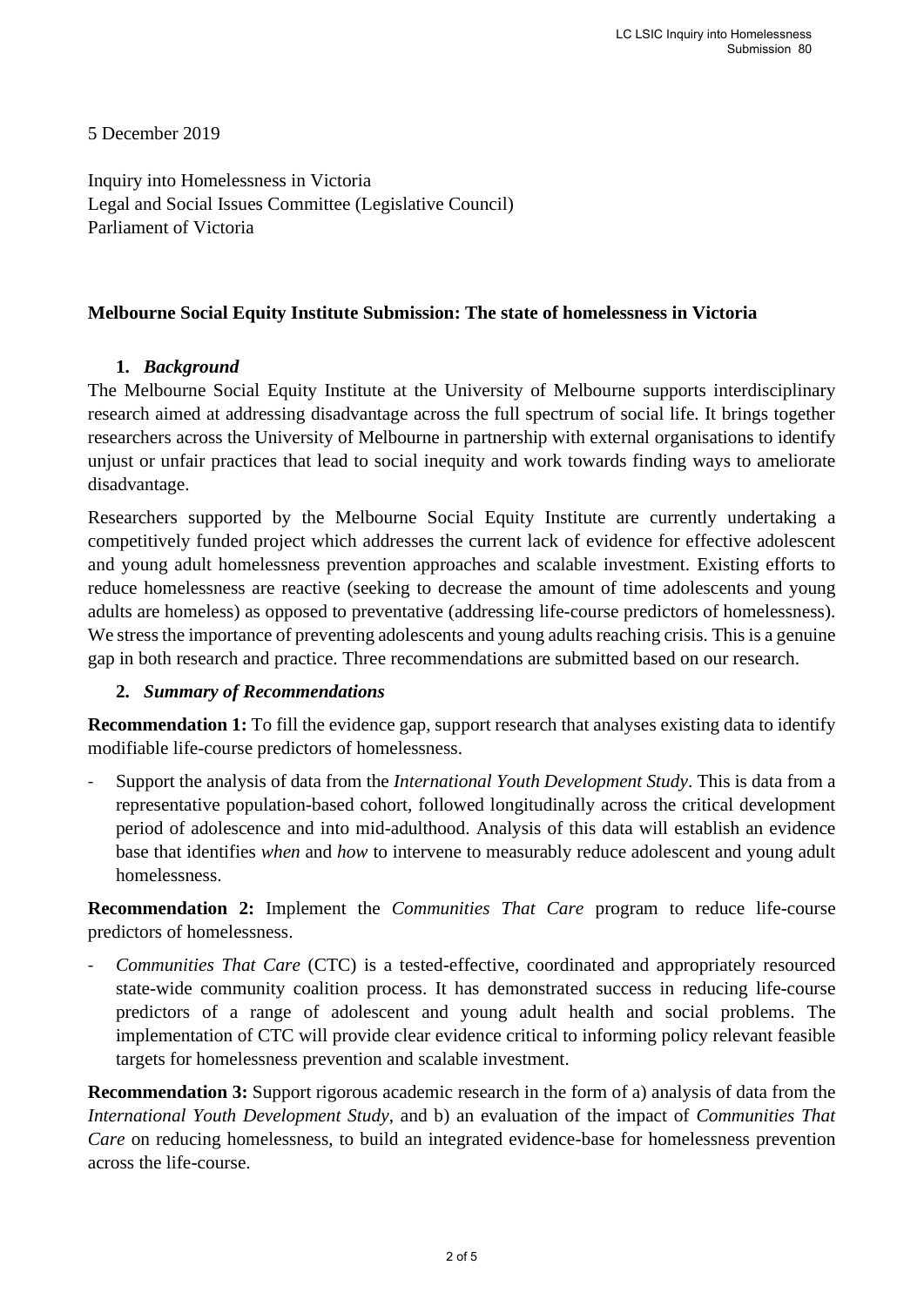5 December 2019

Inquiry into Homelessness in Victoria
Legal and Social Issues Committee (Legislative Council)
Parliament of Victoria

**Melbourne Social Equity Institute Submission: The state of homelessness in Victoria**

## 1. *Background*

The Melbourne Social Equity Institute at the University of Melbourne supports interdisciplinary research aimed at addressing disadvantage across the full spectrum of social life. It brings together researchers across the University of Melbourne in partnership with external organisations to identify unjust or unfair practices that lead to social inequity and work towards finding ways to ameliorate disadvantage.

Researchers supported by the Melbourne Social Equity Institute are currently undertaking a competitively funded project which addresses the current lack of evidence for effective adolescent and young adult homelessness prevention approaches and scalable investment. Existing efforts to reduce homelessness are reactive (seeking to decrease the amount of time adolescents and young adults are homeless) as opposed to preventative (addressing life-course predictors of homelessness). We stress the importance of preventing adolescents and young adults reaching crisis. This is a genuine gap in both research and practice. Three recommendations are submitted based on our research.

## 2. *Summary of Recommendations*

**Recommendation 1:** To fill the evidence gap, support research that analyses existing data to identify modifiable life-course predictors of homelessness.

- Support the analysis of data from the *International Youth Development Study*. This is data from a representative population-based cohort, followed longitudinally across the critical development period of adolescence and into mid-adulthood. Analysis of this data will establish an evidence base that identifies *when* and *how* to intervene to measurably reduce adolescent and young adult homelessness.

**Recommendation 2:** Implement the *Communities That Care* program to reduce life-course predictors of homelessness.

- *Communities That Care* (CTC) is a tested-effective, coordinated and appropriately resourced state-wide community coalition process. It has demonstrated success in reducing life-course predictors of a range of adolescent and young adult health and social problems. The implementation of CTC will provide clear evidence critical to informing policy relevant feasible targets for homelessness prevention and scalable investment.

**Recommendation 3:** Support rigorous academic research in the form of a) analysis of data from the *International Youth Development Study*, and b) an evaluation of the impact of *Communities That Care* on reducing homelessness, to build an integrated evidence-base for homelessness prevention across the life-course.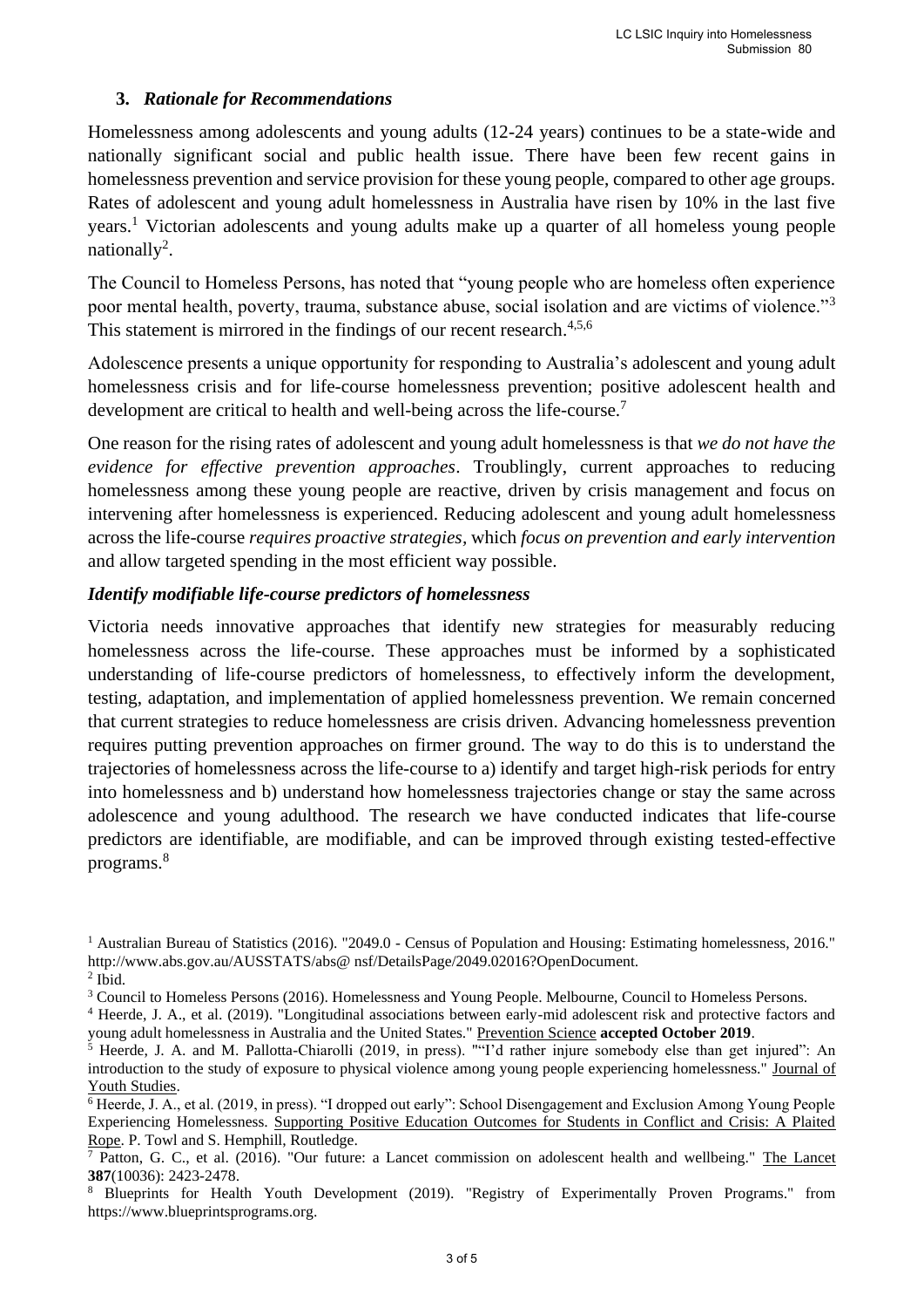### 3. *Rationale for Recommendations*

Homelessness among adolescents and young adults (12-24 years) continues to be a state-wide and nationally significant social and public health issue. There have been few recent gains in homelessness prevention and service provision for these young people, compared to other age groups. Rates of adolescent and young adult homelessness in Australia have risen by 10% in the last five years.[1] Victorian adolescents and young adults make up a quarter of all homeless young people nationally[2].

The Council to Homeless Persons, has noted that "young people who are homeless often experience poor mental health, poverty, trauma, substance abuse, social isolation and are victims of violence."[3] This statement is mirrored in the findings of our recent research.[4,5,6]

Adolescence presents a unique opportunity for responding to Australia's adolescent and young adult homelessness crisis and for life-course homelessness prevention; positive adolescent health and development are critical to health and well-being across the life-course.[7]

One reason for the rising rates of adolescent and young adult homelessness is that *we do not have the evidence for effective prevention approaches*. Troublingly, current approaches to reducing homelessness among these young people are reactive, driven by crisis management and focus on intervening after homelessness is experienced. Reducing adolescent and young adult homelessness across the life-course *requires proactive strategies*, which *focus on prevention and early intervention* and allow targeted spending in the most efficient way possible.

***Identify modifiable life-course predictors of homelessness***

Victoria needs innovative approaches that identify new strategies for measurably reducing homelessness across the life-course. These approaches must be informed by a sophisticated understanding of life-course predictors of homelessness, to effectively inform the development, testing, adaptation, and implementation of applied homelessness prevention. We remain concerned that current strategies to reduce homelessness are crisis driven. Advancing homelessness prevention requires putting prevention approaches on firmer ground. The way to do this is to understand the trajectories of homelessness across the life-course to a) identify and target high-risk periods for entry into homelessness and b) understand how homelessness trajectories change or stay the same across adolescence and young adulthood. The research we have conducted indicates that life-course predictors are identifiable, are modifiable, and can be improved through existing tested-effective programs.[8]

---

[1] Australian Bureau of Statistics (2016). "2049.0 - Census of Population and Housing: Estimating homelessness, 2016." http://www.abs.gov.au/AUSSTATS/abs@ nsf/DetailsPage/2049.02016?OpenDocument.

[2] Ibid.

[3] Council to Homeless Persons (2016). Homelessness and Young People. Melbourne, Council to Homeless Persons.

[4] Heerde, J. A., et al. (2019). "Longitudinal associations between early-mid adolescent risk and protective factors and young adult homelessness in Australia and the United States." Prevention Science **accepted October 2019**.

[5] Heerde, J. A. and M. Pallotta-Chiarolli (2019, in press). ""I'd rather injure somebody else than get injured": An introduction to the study of exposure to physical violence among young people experiencing homelessness." Journal of Youth Studies.

[6] Heerde, J. A., et al. (2019, in press). "I dropped out early": School Disengagement and Exclusion Among Young People Experiencing Homelessness. Supporting Positive Education Outcomes for Students in Conflict and Crisis: A Plaited Rope. P. Towl and S. Hemphill, Routledge.

[7] Patton, G. C., et al. (2016). "Our future: a Lancet commission on adolescent health and wellbeing." The Lancet **387**(10036): 2423-2478.

[8] Blueprints for Health Youth Development (2019). "Registry of Experimentally Proven Programs." from https://www.blueprintsprograms.org.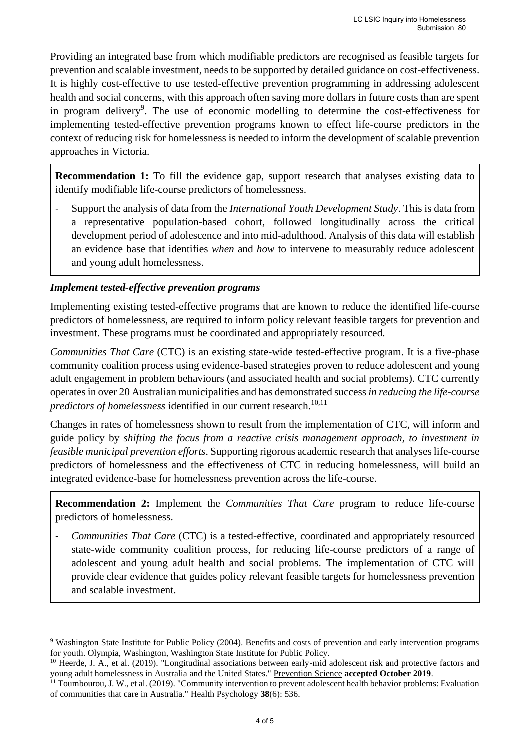Providing an integrated base from which modifiable predictors are recognised as feasible targets for prevention and scalable investment, needs to be supported by detailed guidance on cost-effectiveness. It is highly cost-effective to use tested-effective prevention programming in addressing adolescent health and social concerns, with this approach often saving more dollars in future costs than are spent in program delivery[9]. The use of economic modelling to determine the cost-effectiveness for implementing tested-effective prevention programs known to effect life-course predictors in the context of reducing risk for homelessness is needed to inform the development of scalable prevention approaches in Victoria.

> **Recommendation 1:** To fill the evidence gap, support research that analyses existing data to identify modifiable life-course predictors of homelessness.
>
> - Support the analysis of data from the *International Youth Development Study*. This is data from a representative population-based cohort, followed longitudinally across the critical development period of adolescence and into mid-adulthood. Analysis of this data will establish an evidence base that identifies *when* and *how* to intervene to measurably reduce adolescent and young adult homelessness.

### *Implement tested-effective prevention programs*

Implementing existing tested-effective programs that are known to reduce the identified life-course predictors of homelessness, are required to inform policy relevant feasible targets for prevention and investment. These programs must be coordinated and appropriately resourced.

*Communities That Care* (CTC) is an existing state-wide tested-effective program. It is a five-phase community coalition process using evidence-based strategies proven to reduce adolescent and young adult engagement in problem behaviours (and associated health and social problems). CTC currently operates in over 20 Australian municipalities and has demonstrated success *in reducing the life-course predictors of homelessness* identified in our current research.[10,11]

Changes in rates of homelessness shown to result from the implementation of CTC, will inform and guide policy by *shifting the focus from a reactive crisis management approach, to investment in feasible municipal prevention efforts*. Supporting rigorous academic research that analyses life-course predictors of homelessness and the effectiveness of CTC in reducing homelessness, will build an integrated evidence-base for homelessness prevention across the life-course.

> **Recommendation 2:** Implement the *Communities That Care* program to reduce life-course predictors of homelessness.
>
> - *Communities That Care* (CTC) is a tested-effective, coordinated and appropriately resourced state-wide community coalition process, for reducing life-course predictors of a range of adolescent and young adult health and social problems. The implementation of CTC will provide clear evidence that guides policy relevant feasible targets for homelessness prevention and scalable investment.

---

[9] Washington State Institute for Public Policy (2004). Benefits and costs of prevention and early intervention programs for youth. Olympia, Washington, Washington State Institute for Public Policy.

[10] Heerde, J. A., et al. (2019). "Longitudinal associations between early-mid adolescent risk and protective factors and young adult homelessness in Australia and the United States." Prevention Science **accepted October 2019**.

[11] Toumbourou, J. W., et al. (2019). "Community intervention to prevent adolescent health behavior problems: Evaluation of communities that care in Australia." Health Psychology **38**(6): 536.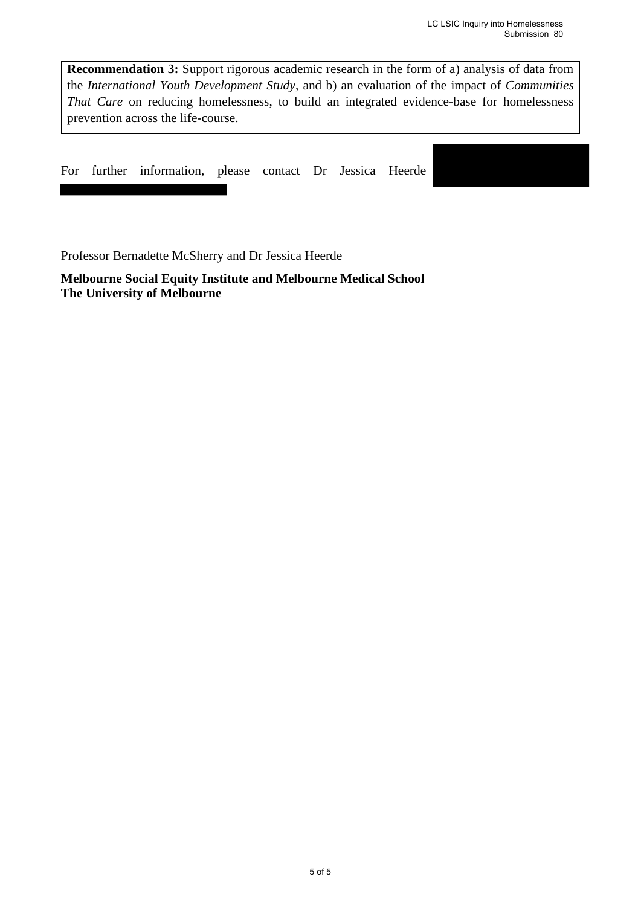**Recommendation 3:** Support rigorous academic research in the form of a) analysis of data from the *International Youth Development Study*, and b) an evaluation of the impact of *Communities That Care* on reducing homelessness, to build an integrated evidence-base for homelessness prevention across the life-course.

For further information, please contact Dr Jessica Heerde

Professor Bernadette McSherry and Dr Jessica Heerde

**Melbourne Social Equity Institute and Melbourne Medical School**
**The University of Melbourne**